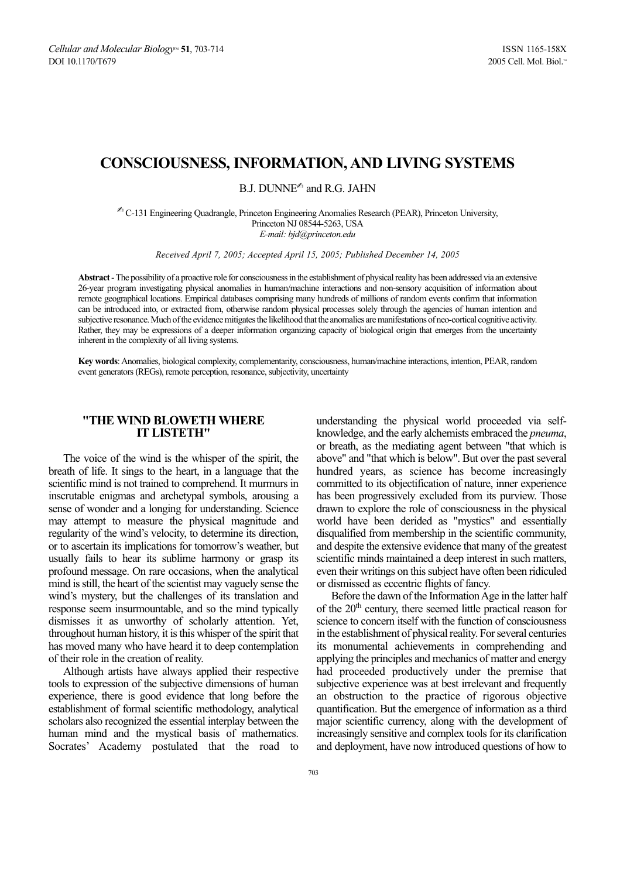# CONSCIOUSNESS, INFORMATION, AND LIVING SYSTEMS

B.J. DUNNE[✉] and R.G. JAHN

[✉] C-131 Engineering Quadrangle, Princeton Engineering Anomalies Research (PEAR), Princeton University, Princeton NJ 08544-5263, USA
*E-mail: bjd@princeton.edu*

*Received April 7, 2005; Accepted April 15, 2005; Published December 14, 2005*

**Abstract** - The possibility of a proactive role for consciousness in the establishment of physical reality has been addressed via an extensive 26-year program investigating physical anomalies in human/machine interactions and non-sensory acquisition of information about remote geographical locations. Empirical databases comprising many hundreds of millions of random events confirm that information can be introduced into, or extracted from, otherwise random physical processes solely through the agencies of human intention and subjective resonance. Much of the evidence mitigates the likelihood that the anomalies are manifestations of neo-cortical cognitive activity. Rather, they may be expressions of a deeper information organizing capacity of biological origin that emerges from the uncertainty inherent in the complexity of all living systems.

**Key words**: Anomalies, biological complexity, complementarity, consciousness, human/machine interactions, intention, PEAR, random event generators (REGs), remote perception, resonance, subjectivity, uncertainty

## "THE WIND BLOWETH WHERE IT LISTETH"

The voice of the wind is the whisper of the spirit, the breath of life. It sings to the heart, in a language that the scientific mind is not trained to comprehend. It murmurs in inscrutable enigmas and archetypal symbols, arousing a sense of wonder and a longing for understanding. Science may attempt to measure the physical magnitude and regularity of the wind's velocity, to determine its direction, or to ascertain its implications for tomorrow's weather, but usually fails to hear its sublime harmony or grasp its profound message. On rare occasions, when the analytical mind is still, the heart of the scientist may vaguely sense the wind's mystery, but the challenges of its translation and response seem insurmountable, and so the mind typically dismisses it as unworthy of scholarly attention. Yet, throughout human history, it is this whisper of the spirit that has moved many who have heard it to deep contemplation of their role in the creation of reality.

Although artists have always applied their respective tools to expression of the subjective dimensions of human experience, there is good evidence that long before the establishment of formal scientific methodology, analytical scholars also recognized the essential interplay between the human mind and the mystical basis of mathematics. Socrates' Academy postulated that the road to understanding the physical world proceeded via self-knowledge, and the early alchemists embraced the *pneuma*, or breath, as the mediating agent between "that which is above" and "that which is below". But over the past several hundred years, as science has become increasingly committed to its objectification of nature, inner experience has been progressively excluded from its purview. Those drawn to explore the role of consciousness in the physical world have been derided as "mystics" and essentially disqualified from membership in the scientific community, and despite the extensive evidence that many of the greatest scientific minds maintained a deep interest in such matters, even their writings on this subject have often been ridiculed or dismissed as eccentric flights of fancy.

Before the dawn of the Information Age in the latter half of the 20th century, there seemed little practical reason for science to concern itself with the function of consciousness in the establishment of physical reality. For several centuries its monumental achievements in comprehending and applying the principles and mechanics of matter and energy had proceeded productively under the premise that subjective experience was at best irrelevant and frequently an obstruction to the practice of rigorous objective quantification. But the emergence of information as a third major scientific currency, along with the development of increasingly sensitive and complex tools for its clarification and deployment, have now introduced questions of how to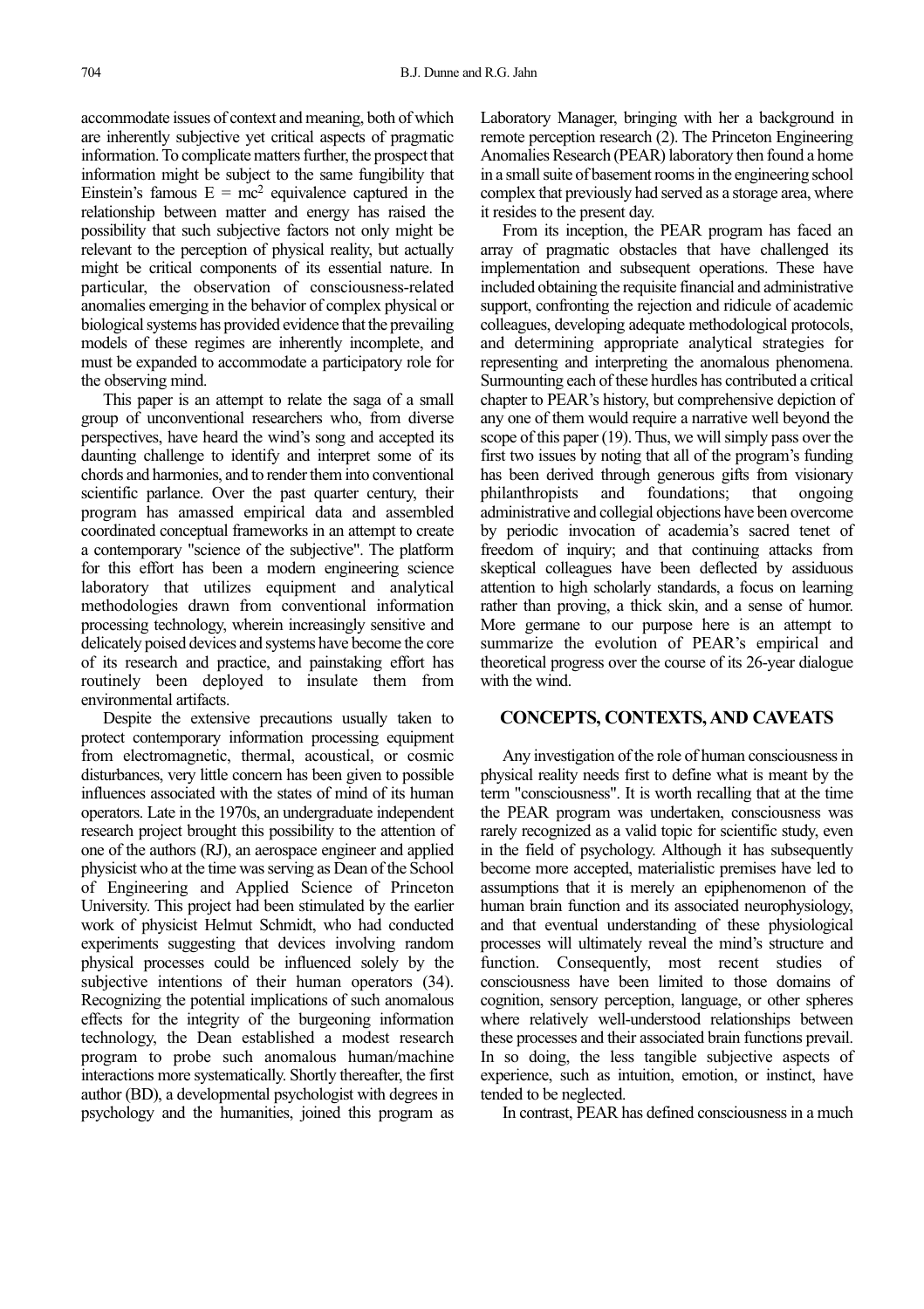accommodate issues of context and meaning, both of which are inherently subjective yet critical aspects of pragmatic information. To complicate matters further, the prospect that information might be subject to the same fungibility that Einstein's famous $E = mc^2$ equivalence captured in the relationship between matter and energy has raised the possibility that such subjective factors not only might be relevant to the perception of physical reality, but actually might be critical components of its essential nature. In particular, the observation of consciousness-related anomalies emerging in the behavior of complex physical or biological systems has provided evidence that the prevailing models of these regimes are inherently incomplete, and must be expanded to accommodate a participatory role for the observing mind.

This paper is an attempt to relate the saga of a small group of unconventional researchers who, from diverse perspectives, have heard the wind's song and accepted its daunting challenge to identify and interpret some of its chords and harmonies, and to render them into conventional scientific parlance. Over the past quarter century, their program has amassed empirical data and assembled coordinated conceptual frameworks in an attempt to create a contemporary "science of the subjective". The platform for this effort has been a modern engineering science laboratory that utilizes equipment and analytical methodologies drawn from conventional information processing technology, wherein increasingly sensitive and delicately poised devices and systems have become the core of its research and practice, and painstaking effort has routinely been deployed to insulate them from environmental artifacts.

Despite the extensive precautions usually taken to protect contemporary information processing equipment from electromagnetic, thermal, acoustical, or cosmic disturbances, very little concern has been given to possible influences associated with the states of mind of its human operators. Late in the 1970s, an undergraduate independent research project brought this possibility to the attention of one of the authors (RJ), an aerospace engineer and applied physicist who at the time was serving as Dean of the School of Engineering and Applied Science of Princeton University. This project had been stimulated by the earlier work of physicist Helmut Schmidt, who had conducted experiments suggesting that devices involving random physical processes could be influenced solely by the subjective intentions of their human operators (34). Recognizing the potential implications of such anomalous effects for the integrity of the burgeoning information technology, the Dean established a modest research program to probe such anomalous human/machine interactions more systematically. Shortly thereafter, the first author (BD), a developmental psychologist with degrees in psychology and the humanities, joined this program as Laboratory Manager, bringing with her a background in remote perception research (2). The Princeton Engineering Anomalies Research (PEAR) laboratory then found a home in a small suite of basement rooms in the engineering school complex that previously had served as a storage area, where it resides to the present day.

From its inception, the PEAR program has faced an array of pragmatic obstacles that have challenged its implementation and subsequent operations. These have included obtaining the requisite financial and administrative support, confronting the rejection and ridicule of academic colleagues, developing adequate methodological protocols, and determining appropriate analytical strategies for representing and interpreting the anomalous phenomena. Surmounting each of these hurdles has contributed a critical chapter to PEAR's history, but comprehensive depiction of any one of them would require a narrative well beyond the scope of this paper (19). Thus, we will simply pass over the first two issues by noting that all of the program's funding has been derived through generous gifts from visionary philanthropists and foundations; that ongoing administrative and collegial objections have been overcome by periodic invocation of academia's sacred tenet of freedom of inquiry; and that continuing attacks from skeptical colleagues have been deflected by assiduous attention to high scholarly standards, a focus on learning rather than proving, a thick skin, and a sense of humor. More germane to our purpose here is an attempt to summarize the evolution of PEAR's empirical and theoretical progress over the course of its 26-year dialogue with the wind.

## CONCEPTS, CONTEXTS, AND CAVEATS

Any investigation of the role of human consciousness in physical reality needs first to define what is meant by the term "consciousness". It is worth recalling that at the time the PEAR program was undertaken, consciousness was rarely recognized as a valid topic for scientific study, even in the field of psychology. Although it has subsequently become more accepted, materialistic premises have led to assumptions that it is merely an epiphenomenon of the human brain function and its associated neurophysiology, and that eventual understanding of these physiological processes will ultimately reveal the mind's structure and function. Consequently, most recent studies of consciousness have been limited to those domains of cognition, sensory perception, language, or other spheres where relatively well-understood relationships between these processes and their associated brain functions prevail. In so doing, the less tangible subjective aspects of experience, such as intuition, emotion, or instinct, have tended to be neglected.

In contrast, PEAR has defined consciousness in a much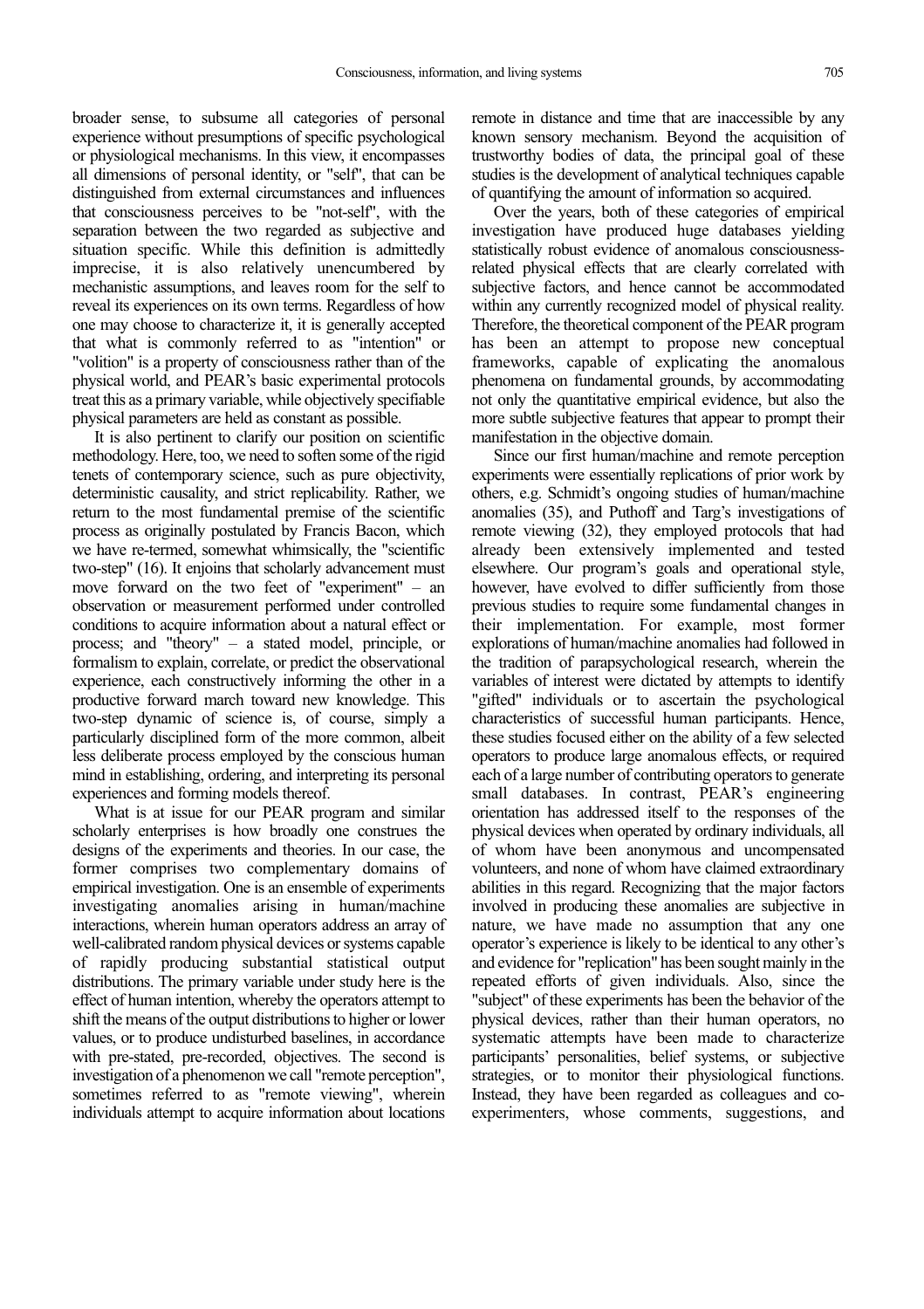broader sense, to subsume all categories of personal experience without presumptions of specific psychological or physiological mechanisms. In this view, it encompasses all dimensions of personal identity, or "self", that can be distinguished from external circumstances and influences that consciousness perceives to be "not-self", with the separation between the two regarded as subjective and situation specific. While this definition is admittedly imprecise, it is also relatively unencumbered by mechanistic assumptions, and leaves room for the self to reveal its experiences on its own terms. Regardless of how one may choose to characterize it, it is generally accepted that what is commonly referred to as "intention" or "volition" is a property of consciousness rather than of the physical world, and PEAR's basic experimental protocols treat this as a primary variable, while objectively specifiable physical parameters are held as constant as possible.

It is also pertinent to clarify our position on scientific methodology. Here, too, we need to soften some of the rigid tenets of contemporary science, such as pure objectivity, deterministic causality, and strict replicability. Rather, we return to the most fundamental premise of the scientific process as originally postulated by Francis Bacon, which we have re-termed, somewhat whimsically, the "scientific two-step" (16). It enjoins that scholarly advancement must move forward on the two feet of "experiment" – an observation or measurement performed under controlled conditions to acquire information about a natural effect or process; and "theory" – a stated model, principle, or formalism to explain, correlate, or predict the observational experience, each constructively informing the other in a productive forward march toward new knowledge. This two-step dynamic of science is, of course, simply a particularly disciplined form of the more common, albeit less deliberate process employed by the conscious human mind in establishing, ordering, and interpreting its personal experiences and forming models thereof.

What is at issue for our PEAR program and similar scholarly enterprises is how broadly one construes the designs of the experiments and theories. In our case, the former comprises two complementary domains of empirical investigation. One is an ensemble of experiments investigating anomalies arising in human/machine interactions, wherein human operators address an array of well-calibrated random physical devices or systems capable of rapidly producing substantial statistical output distributions. The primary variable under study here is the effect of human intention, whereby the operators attempt to shift the means of the output distributions to higher or lower values, or to produce undisturbed baselines, in accordance with pre-stated, pre-recorded, objectives. The second is investigation of a phenomenon we call "remote perception", sometimes referred to as "remote viewing", wherein individuals attempt to acquire information about locations remote in distance and time that are inaccessible by any known sensory mechanism. Beyond the acquisition of trustworthy bodies of data, the principal goal of these studies is the development of analytical techniques capable of quantifying the amount of information so acquired.

Over the years, both of these categories of empirical investigation have produced huge databases yielding statistically robust evidence of anomalous consciousness-related physical effects that are clearly correlated with subjective factors, and hence cannot be accommodated within any currently recognized model of physical reality. Therefore, the theoretical component of the PEAR program has been an attempt to propose new conceptual frameworks, capable of explicating the anomalous phenomena on fundamental grounds, by accommodating not only the quantitative empirical evidence, but also the more subtle subjective features that appear to prompt their manifestation in the objective domain.

Since our first human/machine and remote perception experiments were essentially replications of prior work by others, e.g. Schmidt's ongoing studies of human/machine anomalies (35), and Puthoff and Targ's investigations of remote viewing (32), they employed protocols that had already been extensively implemented and tested elsewhere. Our program's goals and operational style, however, have evolved to differ sufficiently from those previous studies to require some fundamental changes in their implementation. For example, most former explorations of human/machine anomalies had followed in the tradition of parapsychological research, wherein the variables of interest were dictated by attempts to identify "gifted" individuals or to ascertain the psychological characteristics of successful human participants. Hence, these studies focused either on the ability of a few selected operators to produce large anomalous effects, or required each of a large number of contributing operators to generate small databases. In contrast, PEAR's engineering orientation has addressed itself to the responses of the physical devices when operated by ordinary individuals, all of whom have been anonymous and uncompensated volunteers, and none of whom have claimed extraordinary abilities in this regard. Recognizing that the major factors involved in producing these anomalies are subjective in nature, we have made no assumption that any one operator's experience is likely to be identical to any other's and evidence for "replication" has been sought mainly in the repeated efforts of given individuals. Also, since the "subject" of these experiments has been the behavior of the physical devices, rather than their human operators, no systematic attempts have been made to characterize participants' personalities, belief systems, or subjective strategies, or to monitor their physiological functions. Instead, they have been regarded as colleagues and co-experimenters, whose comments, suggestions, and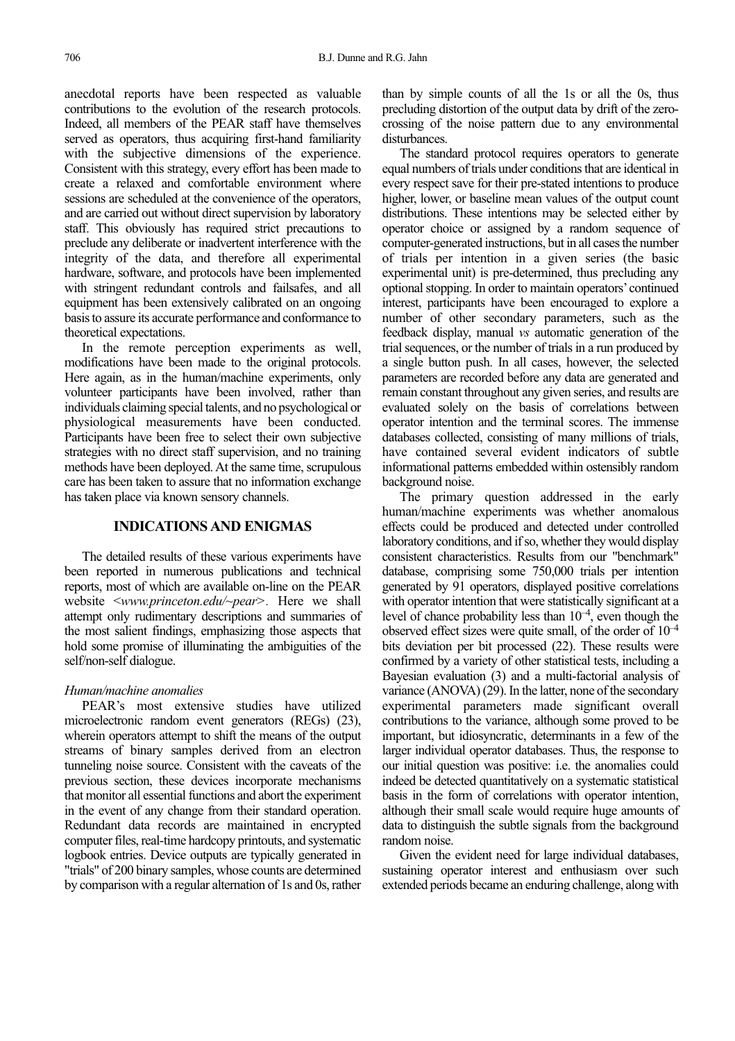anecdotal reports have been respected as valuable contributions to the evolution of the research protocols. Indeed, all members of the PEAR staff have themselves served as operators, thus acquiring first-hand familiarity with the subjective dimensions of the experience. Consistent with this strategy, every effort has been made to create a relaxed and comfortable environment where sessions are scheduled at the convenience of the operators, and are carried out without direct supervision by laboratory staff. This obviously has required strict precautions to preclude any deliberate or inadvertent interference with the integrity of the data, and therefore all experimental hardware, software, and protocols have been implemented with stringent redundant controls and failsafes, and all equipment has been extensively calibrated on an ongoing basis to assure its accurate performance and conformance to theoretical expectations.

In the remote perception experiments as well, modifications have been made to the original protocols. Here again, as in the human/machine experiments, only volunteer participants have been involved, rather than individuals claiming special talents, and no psychological or physiological measurements have been conducted. Participants have been free to select their own subjective strategies with no direct staff supervision, and no training methods have been deployed. At the same time, scrupulous care has been taken to assure that no information exchange has taken place via known sensory channels.

## INDICATIONS AND ENIGMAS

The detailed results of these various experiments have been reported in numerous publications and technical reports, most of which are available on-line on the PEAR website <*www.princeton.edu/~pear*>. Here we shall attempt only rudimentary descriptions and summaries of the most salient findings, emphasizing those aspects that hold some promise of illuminating the ambiguities of the self/non-self dialogue.

### *Human/machine anomalies*

PEAR's most extensive studies have utilized microelectronic random event generators (REGs) (23), wherein operators attempt to shift the means of the output streams of binary samples derived from an electron tunneling noise source. Consistent with the caveats of the previous section, these devices incorporate mechanisms that monitor all essential functions and abort the experiment in the event of any change from their standard operation. Redundant data records are maintained in encrypted computer files, real-time hardcopy printouts, and systematic logbook entries. Device outputs are typically generated in "trials" of 200 binary samples, whose counts are determined by comparison with a regular alternation of 1s and 0s, rather than by simple counts of all the 1s or all the 0s, thus precluding distortion of the output data by drift of the zero-crossing of the noise pattern due to any environmental disturbances.

The standard protocol requires operators to generate equal numbers of trials under conditions that are identical in every respect save for their pre-stated intentions to produce higher, lower, or baseline mean values of the output count distributions. These intentions may be selected either by operator choice or assigned by a random sequence of computer-generated instructions, but in all cases the number of trials per intention in a given series (the basic experimental unit) is pre-determined, thus precluding any optional stopping. In order to maintain operators' continued interest, participants have been encouraged to explore a number of other secondary parameters, such as the feedback display, manual *vs* automatic generation of the trial sequences, or the number of trials in a run produced by a single button push. In all cases, however, the selected parameters are recorded before any data are generated and remain constant throughout any given series, and results are evaluated solely on the basis of correlations between operator intention and the terminal scores. The immense databases collected, consisting of many millions of trials, have contained several evident indicators of subtle informational patterns embedded within ostensibly random background noise.

The primary question addressed in the early human/machine experiments was whether anomalous effects could be produced and detected under controlled laboratory conditions, and if so, whether they would display consistent characteristics. Results from our "benchmark" database, comprising some 750,000 trials per intention generated by 91 operators, displayed positive correlations with operator intention that were statistically significant at a level of chance probability less than $10^{-4}$, even though the observed effect sizes were quite small, of the order of $10^{-4}$ bits deviation per bit processed (22). These results were confirmed by a variety of other statistical tests, including a Bayesian evaluation (3) and a multi-factorial analysis of variance (ANOVA) (29). In the latter, none of the secondary experimental parameters made significant overall contributions to the variance, although some proved to be important, but idiosyncratic, determinants in a few of the larger individual operator databases. Thus, the response to our initial question was positive: i.e. the anomalies could indeed be detected quantitatively on a systematic statistical basis in the form of correlations with operator intention, although their small scale would require huge amounts of data to distinguish the subtle signals from the background random noise.

Given the evident need for large individual databases, sustaining operator interest and enthusiasm over such extended periods became an enduring challenge, along with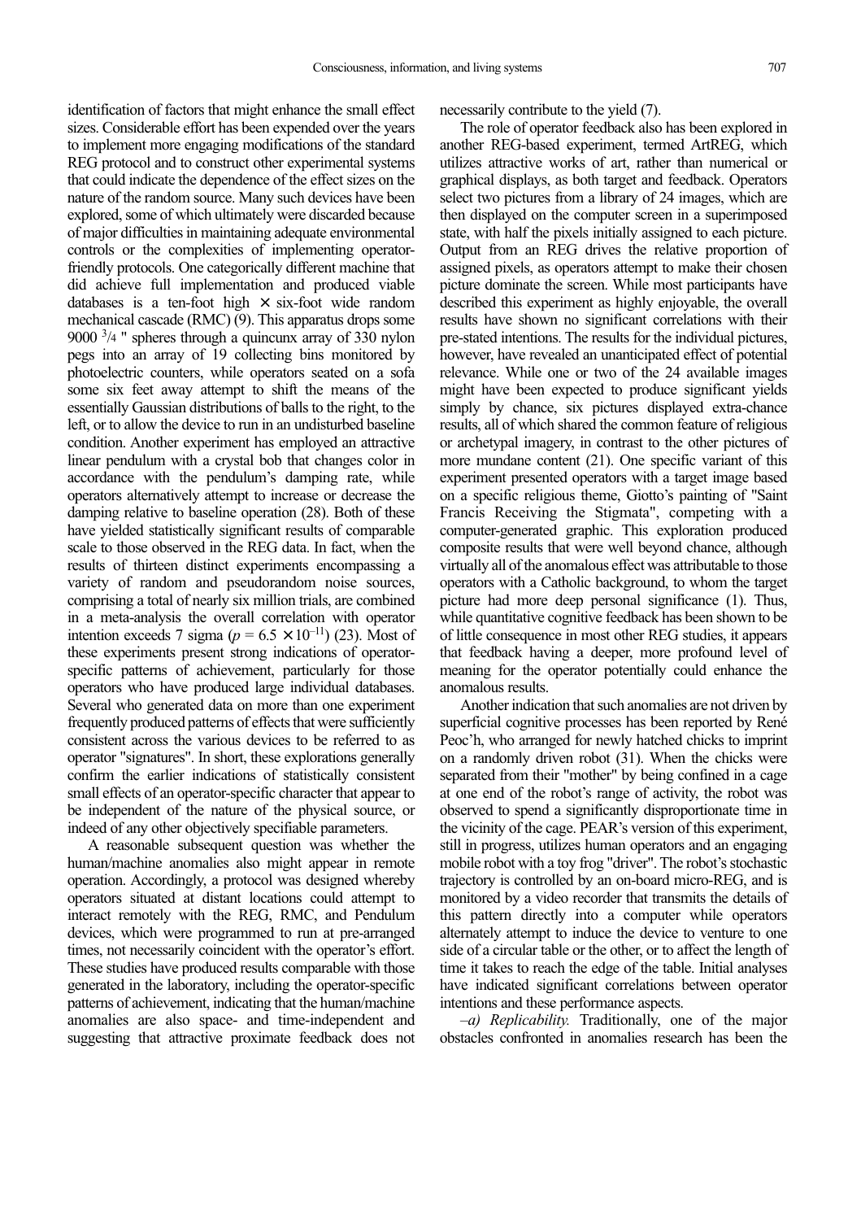identification of factors that might enhance the small effect sizes. Considerable effort has been expended over the years to implement more engaging modifications of the standard REG protocol and to construct other experimental systems that could indicate the dependence of the effect sizes on the nature of the random source. Many such devices have been explored, some of which ultimately were discarded because of major difficulties in maintaining adequate environmental controls or the complexities of implementing operator-friendly protocols. One categorically different machine that did achieve full implementation and produced viable databases is a ten-foot high × six-foot wide random mechanical cascade (RMC) (9). This apparatus drops some 9000 ¾ " spheres through a quincunx array of 330 nylon pegs into an array of 19 collecting bins monitored by photoelectric counters, while operators seated on a sofa some six feet away attempt to shift the means of the essentially Gaussian distributions of balls to the right, to the left, or to allow the device to run in an undisturbed baseline condition. Another experiment has employed an attractive linear pendulum with a crystal bob that changes color in accordance with the pendulum's damping rate, while operators alternatively attempt to increase or decrease the damping relative to baseline operation (28). Both of these have yielded statistically significant results of comparable scale to those observed in the REG data. In fact, when the results of thirteen distinct experiments encompassing a variety of random and pseudorandom noise sources, comprising a total of nearly six million trials, are combined in a meta-analysis the overall correlation with operator intention exceeds 7 sigma ($p = 6.5 \times 10^{-11}$) (23). Most of these experiments present strong indications of operator-specific patterns of achievement, particularly for those operators who have produced large individual databases. Several who generated data on more than one experiment frequently produced patterns of effects that were sufficiently consistent across the various devices to be referred to as operator "signatures". In short, these explorations generally confirm the earlier indications of statistically consistent small effects of an operator-specific character that appear to be independent of the nature of the physical source, or indeed of any other objectively specifiable parameters.

A reasonable subsequent question was whether the human/machine anomalies also might appear in remote operation. Accordingly, a protocol was designed whereby operators situated at distant locations could attempt to interact remotely with the REG, RMC, and Pendulum devices, which were programmed to run at pre-arranged times, not necessarily coincident with the operator's effort. These studies have produced results comparable with those generated in the laboratory, including the operator-specific patterns of achievement, indicating that the human/machine anomalies are also space- and time-independent and suggesting that attractive proximate feedback does not necessarily contribute to the yield (7).

The role of operator feedback also has been explored in another REG-based experiment, termed ArtREG, which utilizes attractive works of art, rather than numerical or graphical displays, as both target and feedback. Operators select two pictures from a library of 24 images, which are then displayed on the computer screen in a superimposed state, with half the pixels initially assigned to each picture. Output from an REG drives the relative proportion of assigned pixels, as operators attempt to make their chosen picture dominate the screen. While most participants have described this experiment as highly enjoyable, the overall results have shown no significant correlations with their pre-stated intentions. The results for the individual pictures, however, have revealed an unanticipated effect of potential relevance. While one or two of the 24 available images might have been expected to produce significant yields simply by chance, six pictures displayed extra-chance results, all of which shared the common feature of religious or archetypal imagery, in contrast to the other pictures of more mundane content (21). One specific variant of this experiment presented operators with a target image based on a specific religious theme, Giotto's painting of "Saint Francis Receiving the Stigmata", competing with a computer-generated graphic. This exploration produced composite results that were well beyond chance, although virtually all of the anomalous effect was attributable to those operators with a Catholic background, to whom the target picture had more deep personal significance (1). Thus, while quantitative cognitive feedback has been shown to be of little consequence in most other REG studies, it appears that feedback having a deeper, more profound level of meaning for the operator potentially could enhance the anomalous results.

Another indication that such anomalies are not driven by superficial cognitive processes has been reported by René Peoc'h, who arranged for newly hatched chicks to imprint on a randomly driven robot (31). When the chicks were separated from their "mother" by being confined in a cage at one end of the robot's range of activity, the robot was observed to spend a significantly disproportionate time in the vicinity of the cage. PEAR's version of this experiment, still in progress, utilizes human operators and an engaging mobile robot with a toy frog "driver". The robot's stochastic trajectory is controlled by an on-board micro-REG, and is monitored by a video recorder that transmits the details of this pattern directly into a computer while operators alternately attempt to induce the device to venture to one side of a circular table or the other, or to affect the length of time it takes to reach the edge of the table. Initial analyses have indicated significant correlations between operator intentions and these performance aspects.

*–a) Replicability.* Traditionally, one of the major obstacles confronted in anomalies research has been the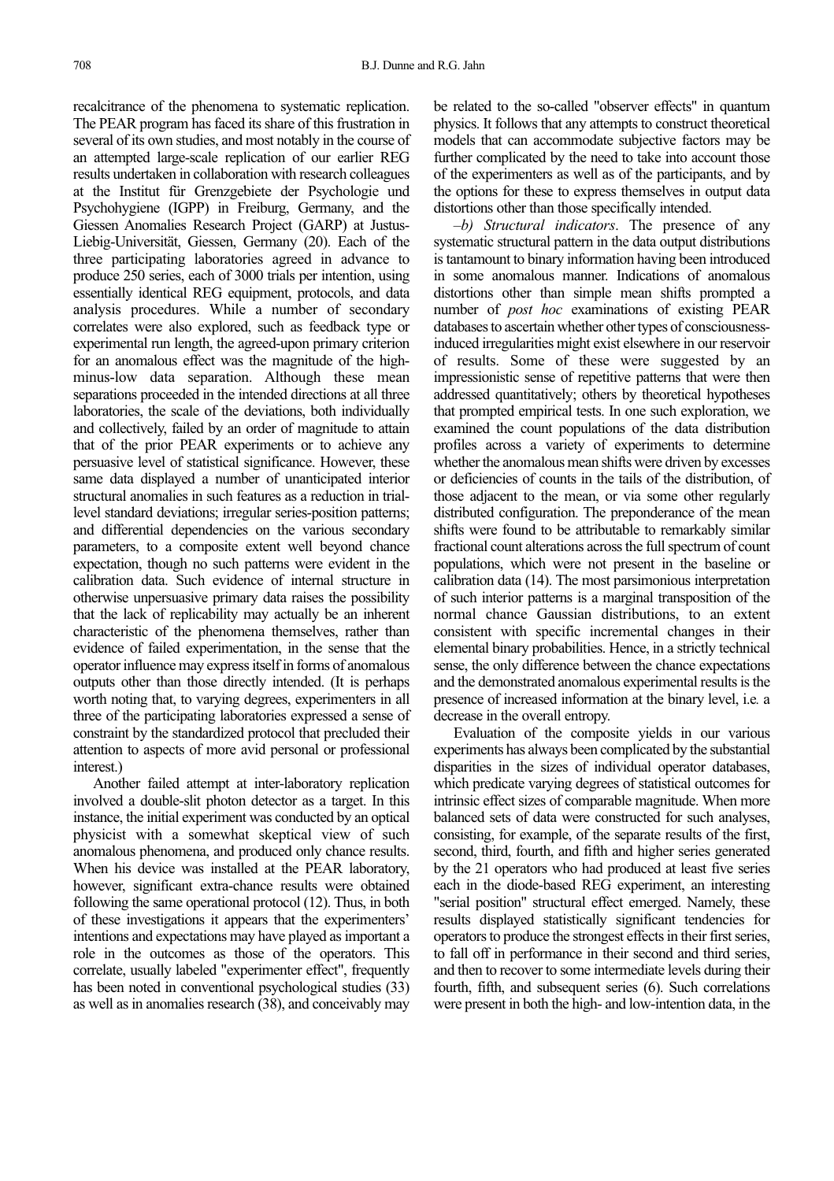recalcitrance of the phenomena to systematic replication. The PEAR program has faced its share of this frustration in several of its own studies, and most notably in the course of an attempted large-scale replication of our earlier REG results undertaken in collaboration with research colleagues at the Institut für Grenzgebiete der Psychologie und Psychohygiene (IGPP) in Freiburg, Germany, and the Giessen Anomalies Research Project (GARP) at Justus-Liebig-Universität, Giessen, Germany (20). Each of the three participating laboratories agreed in advance to produce 250 series, each of 3000 trials per intention, using essentially identical REG equipment, protocols, and data analysis procedures. While a number of secondary correlates were also explored, such as feedback type or experimental run length, the agreed-upon primary criterion for an anomalous effect was the magnitude of the high-minus-low data separation. Although these mean separations proceeded in the intended directions at all three laboratories, the scale of the deviations, both individually and collectively, failed by an order of magnitude to attain that of the prior PEAR experiments or to achieve any persuasive level of statistical significance. However, these same data displayed a number of unanticipated interior structural anomalies in such features as a reduction in trial-level standard deviations; irregular series-position patterns; and differential dependencies on the various secondary parameters, to a composite extent well beyond chance expectation, though no such patterns were evident in the calibration data. Such evidence of internal structure in otherwise unpersuasive primary data raises the possibility that the lack of replicability may actually be an inherent characteristic of the phenomena themselves, rather than evidence of failed experimentation, in the sense that the operator influence may express itself in forms of anomalous outputs other than those directly intended. (It is perhaps worth noting that, to varying degrees, experimenters in all three of the participating laboratories expressed a sense of constraint by the standardized protocol that precluded their attention to aspects of more avid personal or professional interest.)

Another failed attempt at inter-laboratory replication involved a double-slit photon detector as a target. In this instance, the initial experiment was conducted by an optical physicist with a somewhat skeptical view of such anomalous phenomena, and produced only chance results. When his device was installed at the PEAR laboratory, however, significant extra-chance results were obtained following the same operational protocol (12). Thus, in both of these investigations it appears that the experimenters' intentions and expectations may have played as important a role in the outcomes as those of the operators. This correlate, usually labeled "experimenter effect", frequently has been noted in conventional psychological studies (33) as well as in anomalies research (38), and conceivably may be related to the so-called "observer effects" in quantum physics. It follows that any attempts to construct theoretical models that can accommodate subjective factors may be further complicated by the need to take into account those of the experimenters as well as of the participants, and by the options for these to express themselves in output data distortions other than those specifically intended.

*–b) Structural indicators*. The presence of any systematic structural pattern in the data output distributions is tantamount to binary information having been introduced in some anomalous manner. Indications of anomalous distortions other than simple mean shifts prompted a number of *post hoc* examinations of existing PEAR databases to ascertain whether other types of consciousness-induced irregularities might exist elsewhere in our reservoir of results. Some of these were suggested by an impressionistic sense of repetitive patterns that were then addressed quantitatively; others by theoretical hypotheses that prompted empirical tests. In one such exploration, we examined the count populations of the data distribution profiles across a variety of experiments to determine whether the anomalous mean shifts were driven by excesses or deficiencies of counts in the tails of the distribution, of those adjacent to the mean, or via some other regularly distributed configuration. The preponderance of the mean shifts were found to be attributable to remarkably similar fractional count alterations across the full spectrum of count populations, which were not present in the baseline or calibration data (14). The most parsimonious interpretation of such interior patterns is a marginal transposition of the normal chance Gaussian distributions, to an extent consistent with specific incremental changes in their elemental binary probabilities. Hence, in a strictly technical sense, the only difference between the chance expectations and the demonstrated anomalous experimental results is the presence of increased information at the binary level, i.e. a decrease in the overall entropy.

Evaluation of the composite yields in our various experiments has always been complicated by the substantial disparities in the sizes of individual operator databases, which predicate varying degrees of statistical outcomes for intrinsic effect sizes of comparable magnitude. When more balanced sets of data were constructed for such analyses, consisting, for example, of the separate results of the first, second, third, fourth, and fifth and higher series generated by the 21 operators who had produced at least five series each in the diode-based REG experiment, an interesting "serial position" structural effect emerged. Namely, these results displayed statistically significant tendencies for operators to produce the strongest effects in their first series, to fall off in performance in their second and third series, and then to recover to some intermediate levels during their fourth, fifth, and subsequent series (6). Such correlations were present in both the high- and low-intention data, in the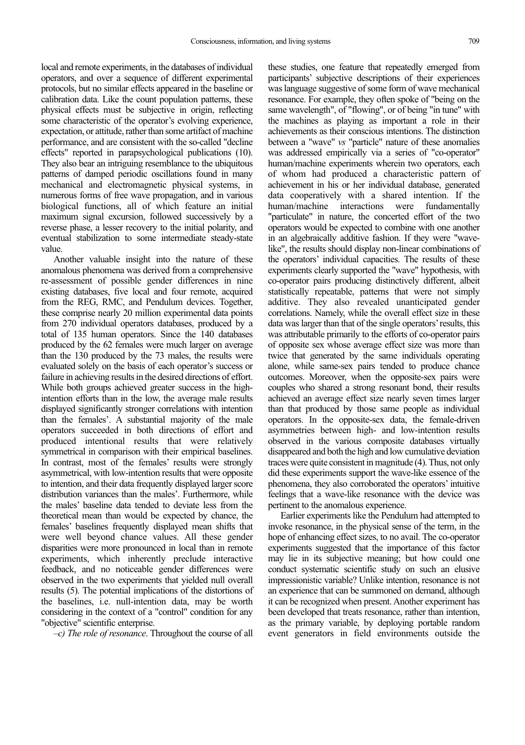local and remote experiments, in the databases of individual operators, and over a sequence of different experimental protocols, but no similar effects appeared in the baseline or calibration data. Like the count population patterns, these physical effects must be subjective in origin, reflecting some characteristic of the operator's evolving experience, expectation, or attitude, rather than some artifact of machine performance, and are consistent with the so-called "decline effects" reported in parapsychological publications (10). They also bear an intriguing resemblance to the ubiquitous patterns of damped periodic oscillations found in many mechanical and electromagnetic physical systems, in numerous forms of free wave propagation, and in various biological functions, all of which feature an initial maximum signal excursion, followed successively by a reverse phase, a lesser recovery to the initial polarity, and eventual stabilization to some intermediate steady-state value.

Another valuable insight into the nature of these anomalous phenomena was derived from a comprehensive re-assessment of possible gender differences in nine existing databases, five local and four remote, acquired from the REG, RMC, and Pendulum devices. Together, these comprise nearly 20 million experimental data points from 270 individual operators databases, produced by a total of 135 human operators. Since the 140 databases produced by the 62 females were much larger on average than the 130 produced by the 73 males, the results were evaluated solely on the basis of each operator's success or failure in achieving results in the desired directions of effort. While both groups achieved greater success in the high-intention efforts than in the low, the average male results displayed significantly stronger correlations with intention than the females'. A substantial majority of the male operators succeeded in both directions of effort and produced intentional results that were relatively symmetrical in comparison with their empirical baselines. In contrast, most of the females' results were strongly asymmetrical, with low-intention results that were opposite to intention, and their data frequently displayed larger score distribution variances than the males'. Furthermore, while the males' baseline data tended to deviate less from the theoretical mean than would be expected by chance, the females' baselines frequently displayed mean shifts that were well beyond chance values. All these gender disparities were more pronounced in local than in remote experiments, which inherently preclude interactive feedback, and no noticeable gender differences were observed in the two experiments that yielded null overall results (5). The potential implications of the distortions of the baselines, i.e. null-intention data, may be worth considering in the context of a "control" condition for any "objective" scientific enterprise.

*–c) The role of resonance*. Throughout the course of all these studies, one feature that repeatedly emerged from participants' subjective descriptions of their experiences was language suggestive of some form of wave mechanical resonance. For example, they often spoke of "being on the same wavelength", of "flowing", or of being "in tune" with the machines as playing as important a role in their achievements as their conscious intentions. The distinction between a "wave" *vs* "particle" nature of these anomalies was addressed empirically via a series of "co-operator" human/machine experiments wherein two operators, each of whom had produced a characteristic pattern of achievement in his or her individual database, generated data cooperatively with a shared intention. If the human/machine interactions were fundamentally "particulate" in nature, the concerted effort of the two operators would be expected to combine with one another in an algebraically additive fashion. If they were "wave-like", the results should display non-linear combinations of the operators' individual capacities. The results of these experiments clearly supported the "wave" hypothesis, with co-operator pairs producing distinctively different, albeit statistically repeatable, patterns that were not simply additive. They also revealed unanticipated gender correlations. Namely, while the overall effect size in these data was larger than that of the single operators' results, this was attributable primarily to the efforts of co-operator pairs of opposite sex whose average effect size was more than twice that generated by the same individuals operating alone, while same-sex pairs tended to produce chance outcomes. Moreover, when the opposite-sex pairs were couples who shared a strong resonant bond, their results achieved an average effect size nearly seven times larger than that produced by those same people as individual operators. In the opposite-sex data, the female-driven asymmetries between high- and low-intention results observed in the various composite databases virtually disappeared and both the high and low cumulative deviation traces were quite consistent in magnitude (4). Thus, not only did these experiments support the wave-like essence of the phenomena, they also corroborated the operators' intuitive feelings that a wave-like resonance with the device was pertinent to the anomalous experience.

Earlier experiments like the Pendulum had attempted to invoke resonance, in the physical sense of the term, in the hope of enhancing effect sizes, to no avail. The co-operator experiments suggested that the importance of this factor may lie in its subjective meaning; but how could one conduct systematic scientific study on such an elusive impressionistic variable? Unlike intention, resonance is not an experience that can be summoned on demand, although it can be recognized when present. Another experiment has been developed that treats resonance, rather than intention, as the primary variable, by deploying portable random event generators in field environments outside the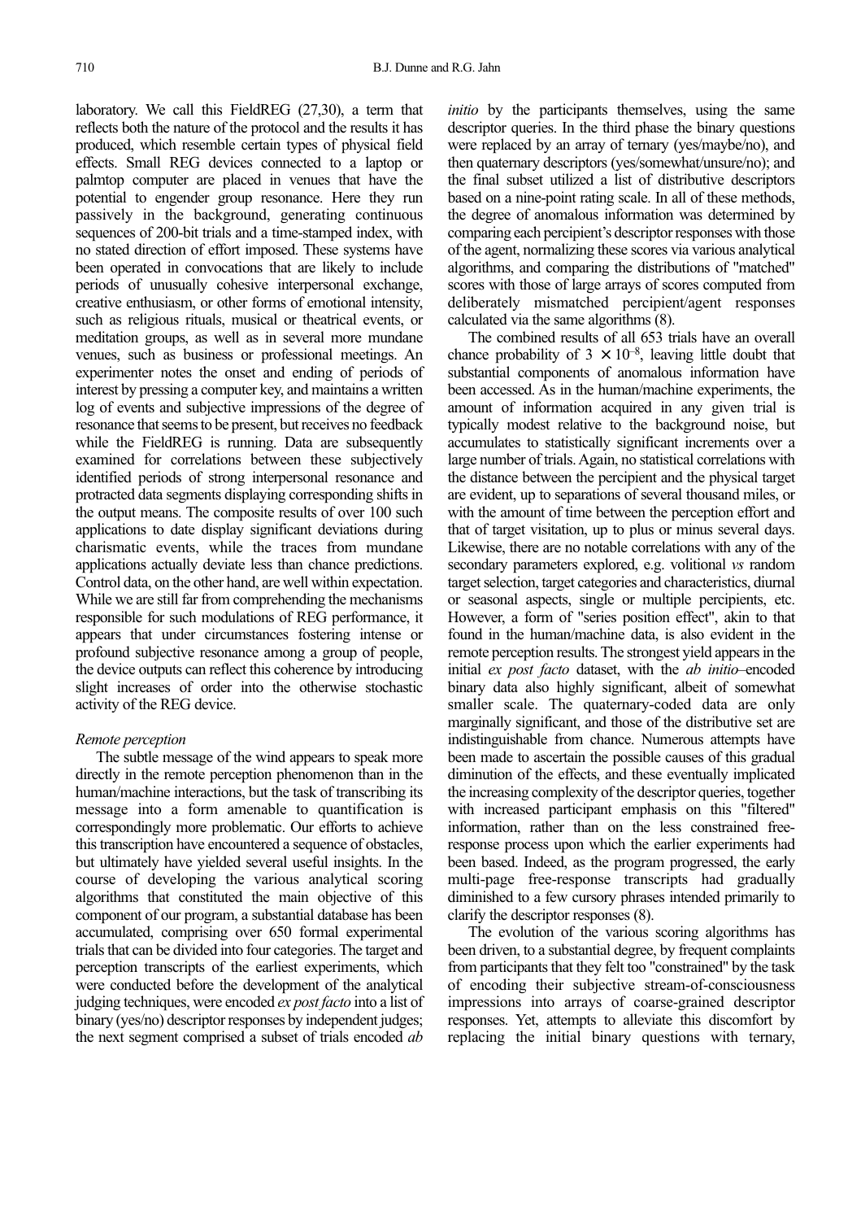laboratory. We call this FieldREG (27,30), a term that reflects both the nature of the protocol and the results it has produced, which resemble certain types of physical field effects. Small REG devices connected to a laptop or palmtop computer are placed in venues that have the potential to engender group resonance. Here they run passively in the background, generating continuous sequences of 200-bit trials and a time-stamped index, with no stated direction of effort imposed. These systems have been operated in convocations that are likely to include periods of unusually cohesive interpersonal exchange, creative enthusiasm, or other forms of emotional intensity, such as religious rituals, musical or theatrical events, or meditation groups, as well as in several more mundane venues, such as business or professional meetings. An experimenter notes the onset and ending of periods of interest by pressing a computer key, and maintains a written log of events and subjective impressions of the degree of resonance that seems to be present, but receives no feedback while the FieldREG is running. Data are subsequently examined for correlations between these subjectively identified periods of strong interpersonal resonance and protracted data segments displaying corresponding shifts in the output means. The composite results of over 100 such applications to date display significant deviations during charismatic events, while the traces from mundane applications actually deviate less than chance predictions. Control data, on the other hand, are well within expectation. While we are still far from comprehending the mechanisms responsible for such modulations of REG performance, it appears that under circumstances fostering intense or profound subjective resonance among a group of people, the device outputs can reflect this coherence by introducing slight increases of order into the otherwise stochastic activity of the REG device.

*Remote perception*

The subtle message of the wind appears to speak more directly in the remote perception phenomenon than in the human/machine interactions, but the task of transcribing its message into a form amenable to quantification is correspondingly more problematic. Our efforts to achieve this transcription have encountered a sequence of obstacles, but ultimately have yielded several useful insights. In the course of developing the various analytical scoring algorithms that constituted the main objective of this component of our program, a substantial database has been accumulated, comprising over 650 formal experimental trials that can be divided into four categories. The target and perception transcripts of the earliest experiments, which were conducted before the development of the analytical judging techniques, were encoded *ex post facto* into a list of binary (yes/no) descriptor responses by independent judges; the next segment comprised a subset of trials encoded *ab initio* by the participants themselves, using the same descriptor queries. In the third phase the binary questions were replaced by an array of ternary (yes/maybe/no), and then quaternary descriptors (yes/somewhat/unsure/no); and the final subset utilized a list of distributive descriptors based on a nine-point rating scale. In all of these methods, the degree of anomalous information was determined by comparing each percipient's descriptor responses with those of the agent, normalizing these scores via various analytical algorithms, and comparing the distributions of "matched" scores with those of large arrays of scores computed from deliberately mismatched percipient/agent responses calculated via the same algorithms (8).

The combined results of all 653 trials have an overall chance probability of $3 \times 10^{-8}$, leaving little doubt that substantial components of anomalous information have been accessed. As in the human/machine experiments, the amount of information acquired in any given trial is typically modest relative to the background noise, but accumulates to statistically significant increments over a large number of trials. Again, no statistical correlations with the distance between the percipient and the physical target are evident, up to separations of several thousand miles, or with the amount of time between the perception effort and that of target visitation, up to plus or minus several days. Likewise, there are no notable correlations with any of the secondary parameters explored, e.g. volitional *vs* random target selection, target categories and characteristics, diurnal or seasonal aspects, single or multiple percipients, etc. However, a form of "series position effect", akin to that found in the human/machine data, is also evident in the remote perception results. The strongest yield appears in the initial *ex post facto* dataset, with the *ab initio*–encoded binary data also highly significant, albeit of somewhat smaller scale. The quaternary-coded data are only marginally significant, and those of the distributive set are indistinguishable from chance. Numerous attempts have been made to ascertain the possible causes of this gradual diminution of the effects, and these eventually implicated the increasing complexity of the descriptor queries, together with increased participant emphasis on this "filtered" information, rather than on the less constrained free-response process upon which the earlier experiments had been based. Indeed, as the program progressed, the early multi-page free-response transcripts had gradually diminished to a few cursory phrases intended primarily to clarify the descriptor responses (8).

The evolution of the various scoring algorithms has been driven, to a substantial degree, by frequent complaints from participants that they felt too "constrained" by the task of encoding their subjective stream-of-consciousness impressions into arrays of coarse-grained descriptor responses. Yet, attempts to alleviate this discomfort by replacing the initial binary questions with ternary,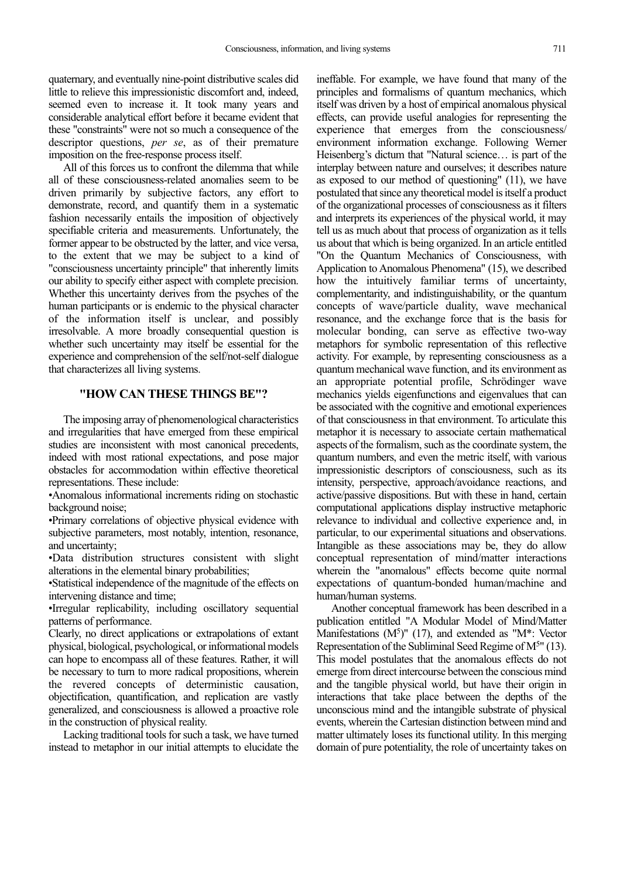quaternary, and eventually nine-point distributive scales did little to relieve this impressionistic discomfort and, indeed, seemed even to increase it. It took many years and considerable analytical effort before it became evident that these "constraints" were not so much a consequence of the descriptor questions, *per se*, as of their premature imposition on the free-response process itself.

All of this forces us to confront the dilemma that while all of these consciousness-related anomalies seem to be driven primarily by subjective factors, any effort to demonstrate, record, and quantify them in a systematic fashion necessarily entails the imposition of objectively specifiable criteria and measurements. Unfortunately, the former appear to be obstructed by the latter, and vice versa, to the extent that we may be subject to a kind of "consciousness uncertainty principle" that inherently limits our ability to specify either aspect with complete precision. Whether this uncertainty derives from the psyches of the human participants or is endemic to the physical character of the information itself is unclear, and possibly irresolvable. A more broadly consequential question is whether such uncertainty may itself be essential for the experience and comprehension of the self/not-self dialogue that characterizes all living systems.

## "HOW CAN THESE THINGS BE"?

The imposing array of phenomenological characteristics and irregularities that have emerged from these empirical studies are inconsistent with most canonical precedents, indeed with most rational expectations, and pose major obstacles for accommodation within effective theoretical representations. These include:

- Anomalous informational increments riding on stochastic background noise;
- Primary correlations of objective physical evidence with subjective parameters, most notably, intention, resonance, and uncertainty;
- Data distribution structures consistent with slight alterations in the elemental binary probabilities;
- Statistical independence of the magnitude of the effects on intervening distance and time;
- Irregular replicability, including oscillatory sequential patterns of performance.

Clearly, no direct applications or extrapolations of extant physical, biological, psychological, or informational models can hope to encompass all of these features. Rather, it will be necessary to turn to more radical propositions, wherein the revered concepts of deterministic causation, objectification, quantification, and replication are vastly generalized, and consciousness is allowed a proactive role in the construction of physical reality.

Lacking traditional tools for such a task, we have turned instead to metaphor in our initial attempts to elucidate the ineffable. For example, we have found that many of the principles and formalisms of quantum mechanics, which itself was driven by a host of empirical anomalous physical effects, can provide useful analogies for representing the experience that emerges from the consciousness/environment information exchange. Following Werner Heisenberg's dictum that "Natural science… is part of the interplay between nature and ourselves; it describes nature as exposed to our method of questioning" (11), we have postulated that since any theoretical model is itself a product of the organizational processes of consciousness as it filters and interprets its experiences of the physical world, it may tell us as much about that process of organization as it tells us about that which is being organized. In an article entitled "On the Quantum Mechanics of Consciousness, with Application to Anomalous Phenomena" (15), we described how the intuitively familiar terms of uncertainty, complementarity, and indistinguishability, or the quantum concepts of wave/particle duality, wave mechanical resonance, and the exchange force that is the basis for molecular bonding, can serve as effective two-way metaphors for symbolic representation of this reflective activity. For example, by representing consciousness as a quantum mechanical wave function, and its environment as an appropriate potential profile, Schrödinger wave mechanics yields eigenfunctions and eigenvalues that can be associated with the cognitive and emotional experiences of that consciousness in that environment. To articulate this metaphor it is necessary to associate certain mathematical aspects of the formalism, such as the coordinate system, the quantum numbers, and even the metric itself, with various impressionistic descriptors of consciousness, such as its intensity, perspective, approach/avoidance reactions, and active/passive dispositions. But with these in hand, certain computational applications display instructive metaphoric relevance to individual and collective experience and, in particular, to our experimental situations and observations. Intangible as these associations may be, they do allow conceptual representation of mind/matter interactions wherein the "anomalous" effects become quite normal expectations of quantum-bonded human/machine and human/human systems.

Another conceptual framework has been described in a publication entitled "A Modular Model of Mind/Matter Manifestations ($M^5$)" (17), and extended as "M*: Vector Representation of the Subliminal Seed Regime of $M^5$" (13). This model postulates that the anomalous effects do not emerge from direct intercourse between the conscious mind and the tangible physical world, but have their origin in interactions that take place between the depths of the unconscious mind and the intangible substrate of physical events, wherein the Cartesian distinction between mind and matter ultimately loses its functional utility. In this merging domain of pure potentiality, the role of uncertainty takes on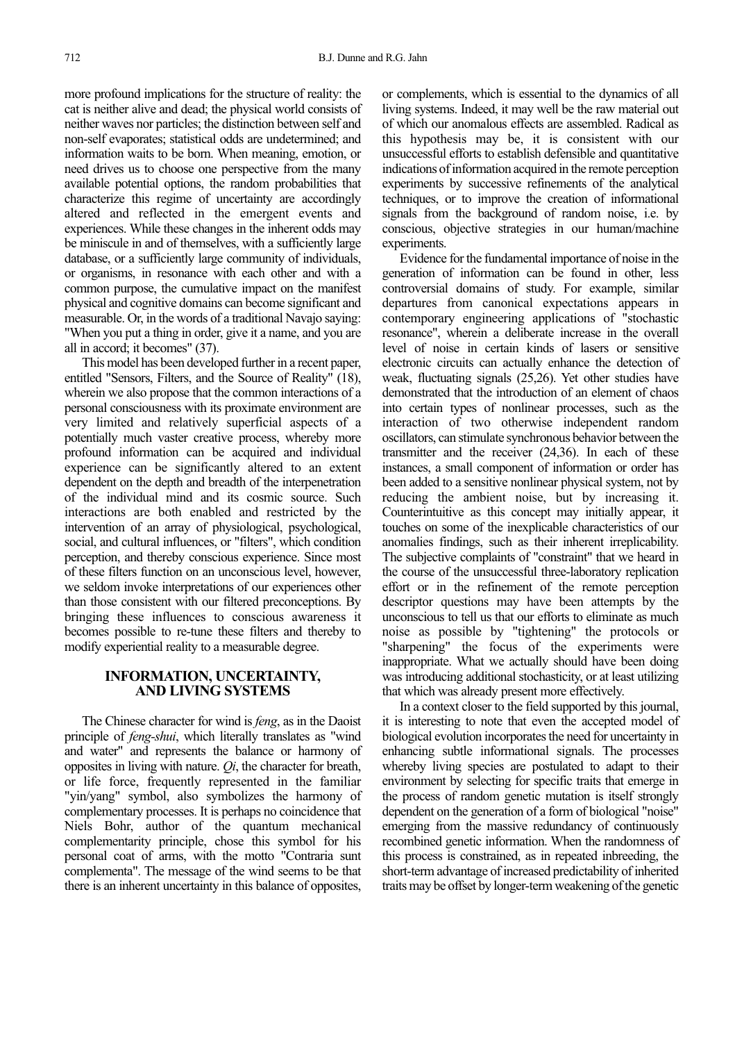more profound implications for the structure of reality: the cat is neither alive and dead; the physical world consists of neither waves nor particles; the distinction between self and non-self evaporates; statistical odds are undetermined; and information waits to be born. When meaning, emotion, or need drives us to choose one perspective from the many available potential options, the random probabilities that characterize this regime of uncertainty are accordingly altered and reflected in the emergent events and experiences. While these changes in the inherent odds may be miniscule in and of themselves, with a sufficiently large database, or a sufficiently large community of individuals, or organisms, in resonance with each other and with a common purpose, the cumulative impact on the manifest physical and cognitive domains can become significant and measurable. Or, in the words of a traditional Navajo saying: "When you put a thing in order, give it a name, and you are all in accord; it becomes" (37).

This model has been developed further in a recent paper, entitled "Sensors, Filters, and the Source of Reality" (18), wherein we also propose that the common interactions of a personal consciousness with its proximate environment are very limited and relatively superficial aspects of a potentially much vaster creative process, whereby more profound information can be acquired and individual experience can be significantly altered to an extent dependent on the depth and breadth of the interpenetration of the individual mind and its cosmic source. Such interactions are both enabled and restricted by the intervention of an array of physiological, psychological, social, and cultural influences, or "filters", which condition perception, and thereby conscious experience. Since most of these filters function on an unconscious level, however, we seldom invoke interpretations of our experiences other than those consistent with our filtered preconceptions. By bringing these influences to conscious awareness it becomes possible to re-tune these filters and thereby to modify experiential reality to a measurable degree.

## INFORMATION, UNCERTAINTY, AND LIVING SYSTEMS

The Chinese character for wind is *feng*, as in the Daoist principle of *feng-shui*, which literally translates as "wind and water" and represents the balance or harmony of opposites in living with nature. *Qi*, the character for breath, or life force, frequently represented in the familiar "yin/yang" symbol, also symbolizes the harmony of complementary processes. It is perhaps no coincidence that Niels Bohr, author of the quantum mechanical complementarity principle, chose this symbol for his personal coat of arms, with the motto "Contraria sunt complementa". The message of the wind seems to be that there is an inherent uncertainty in this balance of opposites, or complements, which is essential to the dynamics of all living systems. Indeed, it may well be the raw material out of which our anomalous effects are assembled. Radical as this hypothesis may be, it is consistent with our unsuccessful efforts to establish defensible and quantitative indications of information acquired in the remote perception experiments by successive refinements of the analytical techniques, or to improve the creation of informational signals from the background of random noise, i.e. by conscious, objective strategies in our human/machine experiments.

Evidence for the fundamental importance of noise in the generation of information can be found in other, less controversial domains of study. For example, similar departures from canonical expectations appears in contemporary engineering applications of "stochastic resonance", wherein a deliberate increase in the overall level of noise in certain kinds of lasers or sensitive electronic circuits can actually enhance the detection of weak, fluctuating signals (25,26). Yet other studies have demonstrated that the introduction of an element of chaos into certain types of nonlinear processes, such as the interaction of two otherwise independent random oscillators, can stimulate synchronous behavior between the transmitter and the receiver (24,36). In each of these instances, a small component of information or order has been added to a sensitive nonlinear physical system, not by reducing the ambient noise, but by increasing it. Counterintuitive as this concept may initially appear, it touches on some of the inexplicable characteristics of our anomalies findings, such as their inherent irreplicability. The subjective complaints of "constraint" that we heard in the course of the unsuccessful three-laboratory replication effort or in the refinement of the remote perception descriptor questions may have been attempts by the unconscious to tell us that our efforts to eliminate as much noise as possible by "tightening" the protocols or "sharpening" the focus of the experiments were inappropriate. What we actually should have been doing was introducing additional stochasticity, or at least utilizing that which was already present more effectively.

In a context closer to the field supported by this journal, it is interesting to note that even the accepted model of biological evolution incorporates the need for uncertainty in enhancing subtle informational signals. The processes whereby living species are postulated to adapt to their environment by selecting for specific traits that emerge in the process of random genetic mutation is itself strongly dependent on the generation of a form of biological "noise" emerging from the massive redundancy of continuously recombined genetic information. When the randomness of this process is constrained, as in repeated inbreeding, the short-term advantage of increased predictability of inherited traits may be offset by longer-term weakening of the genetic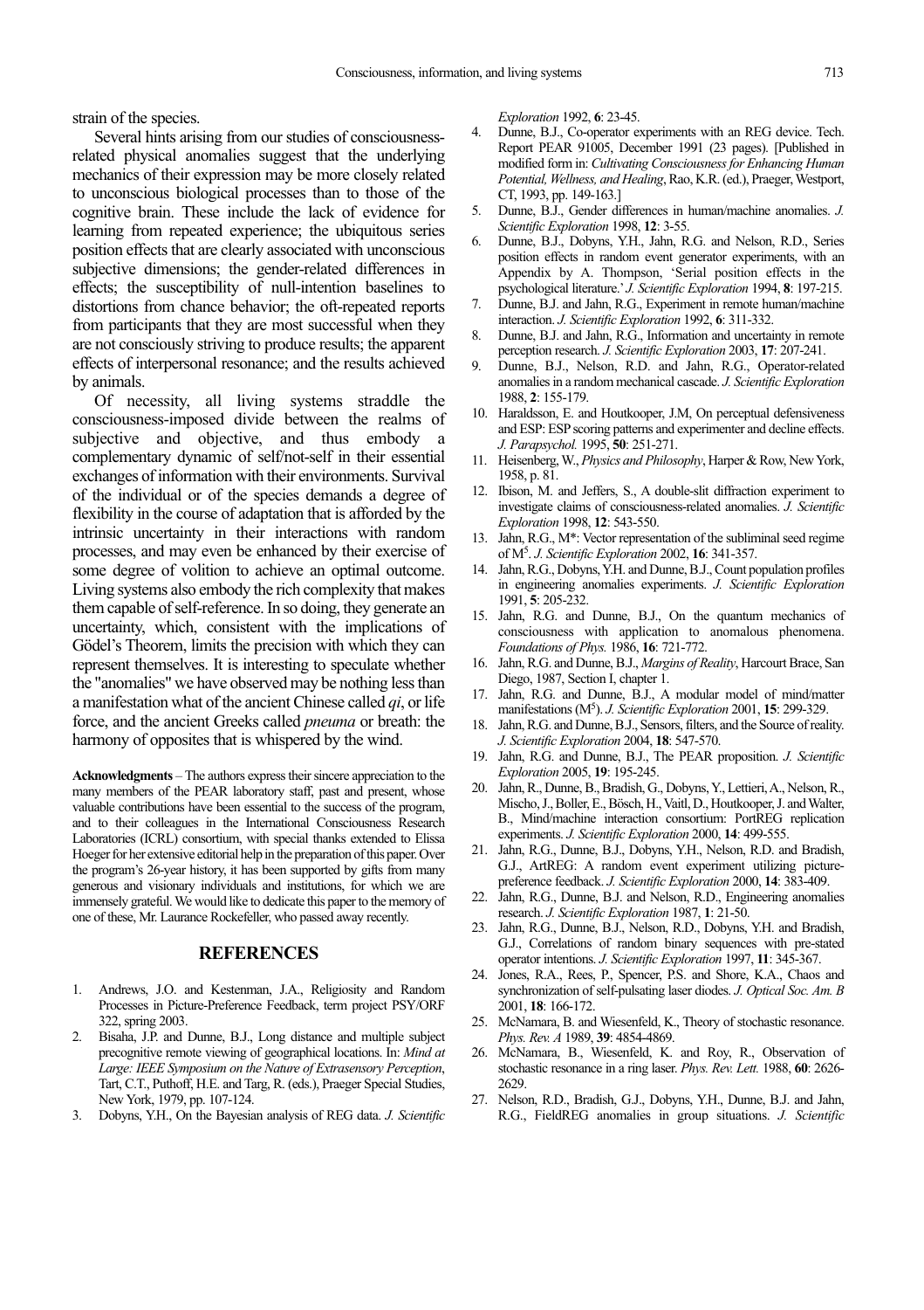strain of the species.

Several hints arising from our studies of consciousness-related physical anomalies suggest that the underlying mechanics of their expression may be more closely related to unconscious biological processes than to those of the cognitive brain. These include the lack of evidence for learning from repeated experience; the ubiquitous series position effects that are clearly associated with unconscious subjective dimensions; the gender-related differences in effects; the susceptibility of null-intention baselines to distortions from chance behavior; the oft-repeated reports from participants that they are most successful when they are not consciously striving to produce results; the apparent effects of interpersonal resonance; and the results achieved by animals.

Of necessity, all living systems straddle the consciousness-imposed divide between the realms of subjective and objective, and thus embody a complementary dynamic of self/not-self in their essential exchanges of information with their environments. Survival of the individual or of the species demands a degree of flexibility in the course of adaptation that is afforded by the intrinsic uncertainty in their interactions with random processes, and may even be enhanced by their exercise of some degree of volition to achieve an optimal outcome. Living systems also embody the rich complexity that makes them capable of self-reference. In so doing, they generate an uncertainty, which, consistent with the implications of Gödel's Theorem, limits the precision with which they can represent themselves. It is interesting to speculate whether the "anomalies" we have observed may be nothing less than a manifestation what of the ancient Chinese called *qi*, or life force, and the ancient Greeks called *pneuma* or breath: the harmony of opposites that is whispered by the wind.

**Acknowledgments** – The authors express their sincere appreciation to the many members of the PEAR laboratory staff, past and present, whose valuable contributions have been essential to the success of the program, and to their colleagues in the International Consciousness Research Laboratories (ICRL) consortium, with special thanks extended to Elissa Hoeger for her extensive editorial help in the preparation of this paper. Over the program's 26-year history, it has been supported by gifts from many generous and visionary individuals and institutions, for which we are immensely grateful. We would like to dedicate this paper to the memory of one of these, Mr. Laurance Rockefeller, who passed away recently.

## REFERENCES

1. Andrews, J.O. and Kestenman, J.A., Religiosity and Random Processes in Picture-Preference Feedback, term project PSY/ORF 322, spring 2003.
2. Bisaha, J.P. and Dunne, B.J., Long distance and multiple subject precognitive remote viewing of geographical locations. In: *Mind at Large: IEEE Symposium on the Nature of Extrasensory Perception*, Tart, C.T., Puthoff, H.E. and Targ, R. (eds.), Praeger Special Studies, New York, 1979, pp. 107-124.
3. Dobyns, Y.H., On the Bayesian analysis of REG data. *J. Scientific Exploration* 1992, **6**: 23-45.
4. Dunne, B.J., Co-operator experiments with an REG device. Tech. Report PEAR 91005, December 1991 (23 pages). [Published in modified form in: *Cultivating Consciousness for Enhancing Human Potential, Wellness, and Healing*, Rao, K.R. (ed.), Praeger, Westport, CT, 1993, pp. 149-163.]
5. Dunne, B.J., Gender differences in human/machine anomalies. *J. Scientific Exploration* 1998, **12**: 3-55.
6. Dunne, B.J., Dobyns, Y.H., Jahn, R.G. and Nelson, R.D., Series position effects in random event generator experiments, with an Appendix by A. Thompson, 'Serial position effects in the psychological literature.' *J. Scientific Exploration* 1994, **8**: 197-215.
7. Dunne, B.J. and Jahn, R.G., Experiment in remote human/machine interaction. *J. Scientific Exploration* 1992, **6**: 311-332.
8. Dunne, B.J. and Jahn, R.G., Information and uncertainty in remote perception research. *J. Scientific Exploration* 2003, **17**: 207-241.
9. Dunne, B.J., Nelson, R.D. and Jahn, R.G., Operator-related anomalies in a random mechanical cascade. *J. Scientific Exploration* 1988, **2**: 155-179.
10. Haraldsson, E. and Houtkooper, J.M, On perceptual defensiveness and ESP: ESP scoring patterns and experimenter and decline effects. *J. Parapsychol.* 1995, **50**: 251-271.
11. Heisenberg, W., *Physics and Philosophy*, Harper & Row, New York, 1958, p. 81.
12. Ibison, M. and Jeffers, S., A double-slit diffraction experiment to investigate claims of consciousness-related anomalies. *J. Scientific Exploration* 1998, **12**: 543-550.
13. Jahn, R.G., M*: Vector representation of the subliminal seed regime of $M^5$. *J. Scientific Exploration* 2002, **16**: 341-357.
14. Jahn, R.G., Dobyns, Y.H. and Dunne, B.J., Count population profiles in engineering anomalies experiments. *J. Scientific Exploration* 1991, **5**: 205-232.
15. Jahn, R.G. and Dunne, B.J., On the quantum mechanics of consciousness with application to anomalous phenomena. *Foundations of Phys.* 1986, **16**: 721-772.
16. Jahn, R.G. and Dunne, B.J., *Margins of Reality*, Harcourt Brace, San Diego, 1987, Section I, chapter 1.
17. Jahn, R.G. and Dunne, B.J., A modular model of mind/matter manifestations ($M^5$). *J. Scientific Exploration* 2001, **15**: 299-329.
18. Jahn, R.G. and Dunne, B.J., Sensors, filters, and the Source of reality. *J. Scientific Exploration* 2004, **18**: 547-570.
19. Jahn, R.G. and Dunne, B.J., The PEAR proposition. *J. Scientific Exploration* 2005, **19**: 195-245.
20. Jahn, R., Dunne, B., Bradish, G., Dobyns, Y., Lettieri, A., Nelson, R., Mischo, J., Boller, E., Bösch, H., Vaitl, D., Houtkooper, J. and Walter, B., Mind/machine interaction consortium: PortREG replication experiments. *J. Scientific Exploration* 2000, **14**: 499-555.
21. Jahn, R.G., Dunne, B.J., Dobyns, Y.H., Nelson, R.D. and Bradish, G.J., ArtREG: A random event experiment utilizing picture-preference feedback. *J. Scientific Exploration* 2000, **14**: 383-409.
22. Jahn, R.G., Dunne, B.J. and Nelson, R.D., Engineering anomalies research. *J. Scientific Exploration* 1987, **1**: 21-50.
23. Jahn, R.G., Dunne, B.J., Nelson, R.D., Dobyns, Y.H. and Bradish, G.J., Correlations of random binary sequences with pre-stated operator intentions. *J. Scientific Exploration* 1997, **11**: 345-367.
24. Jones, R.A., Rees, P., Spencer, P.S. and Shore, K.A., Chaos and synchronization of self-pulsating laser diodes. *J. Optical Soc. Am. B* 2001, **18**: 166-172.
25. McNamara, B. and Wiesenfeld, K., Theory of stochastic resonance. *Phys. Rev. A* 1989, **39**: 4854-4869.
26. McNamara, B., Wiesenfeld, K. and Roy, R., Observation of stochastic resonance in a ring laser. *Phys. Rev. Lett.* 1988, **60**: 2626-2629.
27. Nelson, R.D., Bradish, G.J., Dobyns, Y.H., Dunne, B.J. and Jahn, R.G., FieldREG anomalies in group situations. *J. Scientific*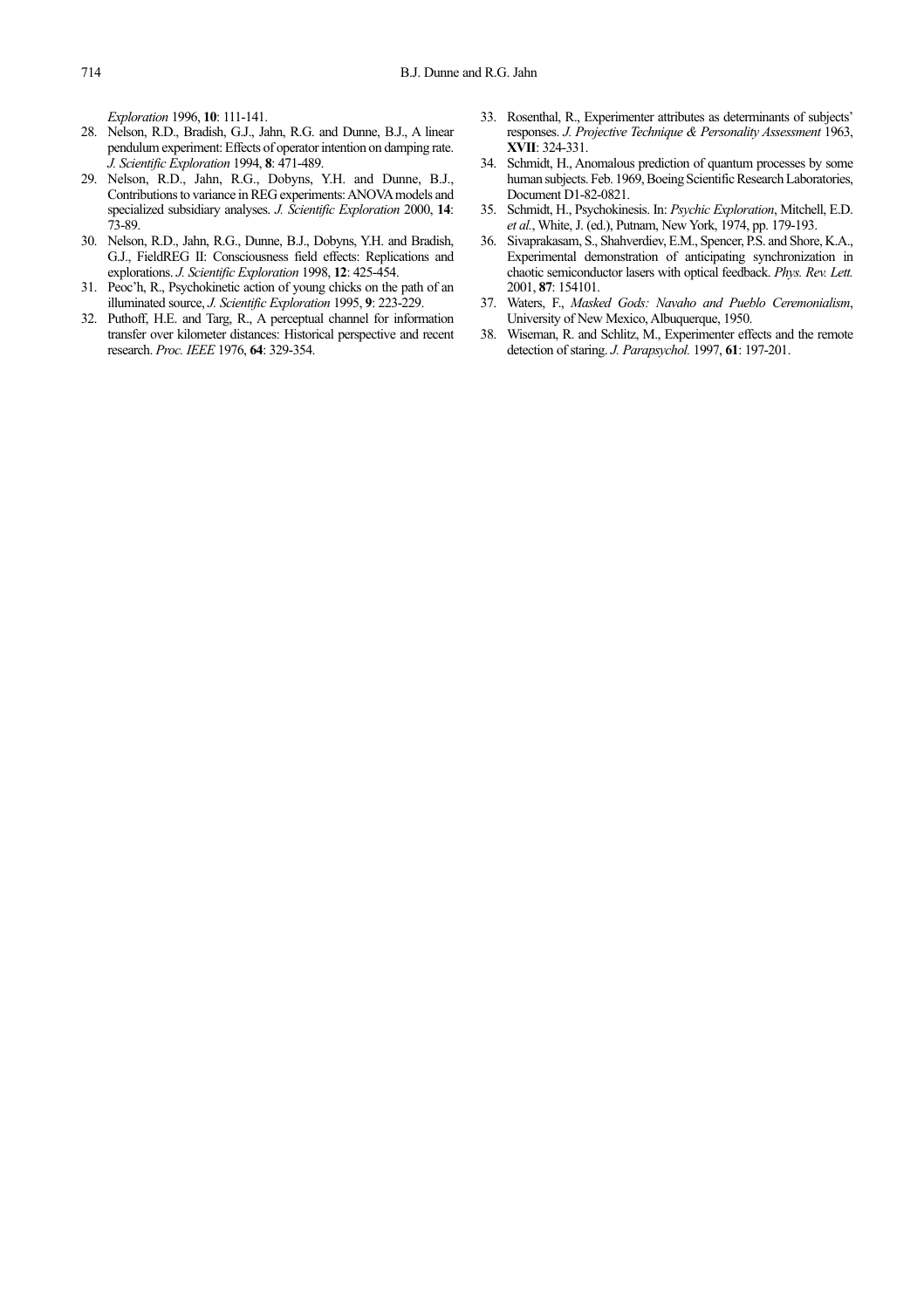*Exploration* 1996, **10**: 111-141.

28. Nelson, R.D., Bradish, G.J., Jahn, R.G. and Dunne, B.J., A linear pendulum experiment: Effects of operator intention on damping rate. *J. Scientific Exploration* 1994, **8**: 471-489.
29. Nelson, R.D., Jahn, R.G., Dobyns, Y.H. and Dunne, B.J., Contributions to variance in REG experiments: ANOVA models and specialized subsidiary analyses. *J. Scientific Exploration* 2000, **14**: 73-89.
30. Nelson, R.D., Jahn, R.G., Dunne, B.J., Dobyns, Y.H. and Bradish, G.J., FieldREG II: Consciousness field effects: Replications and explorations. *J. Scientific Exploration* 1998, **12**: 425-454.
31. Peoc'h, R., Psychokinetic action of young chicks on the path of an illuminated source, *J. Scientific Exploration* 1995, **9**: 223-229.
32. Puthoff, H.E. and Targ, R., A perceptual channel for information transfer over kilometer distances: Historical perspective and recent research. *Proc. IEEE* 1976, **64**: 329-354.
33. Rosenthal, R., Experimenter attributes as determinants of subjects' responses. *J. Projective Technique & Personality Assessment* 1963, **XVII**: 324-331.
34. Schmidt, H., Anomalous prediction of quantum processes by some human subjects. Feb. 1969, Boeing Scientific Research Laboratories, Document D1-82-0821.
35. Schmidt, H., Psychokinesis. In: *Psychic Exploration*, Mitchell, E.D. *et al.*, White, J. (ed.), Putnam, New York, 1974, pp. 179-193.
36. Sivaprakasam, S., Shahverdiev, E.M., Spencer, P.S. and Shore, K.A., Experimental demonstration of anticipating synchronization in chaotic semiconductor lasers with optical feedback. *Phys. Rev. Lett.* 2001, **87**: 154101.
37. Waters, F., *Masked Gods: Navaho and Pueblo Ceremonialism*, University of New Mexico, Albuquerque, 1950.
38. Wiseman, R. and Schlitz, M., Experimenter effects and the remote detection of staring. *J. Parapsychol.* 1997, **61**: 197-201.